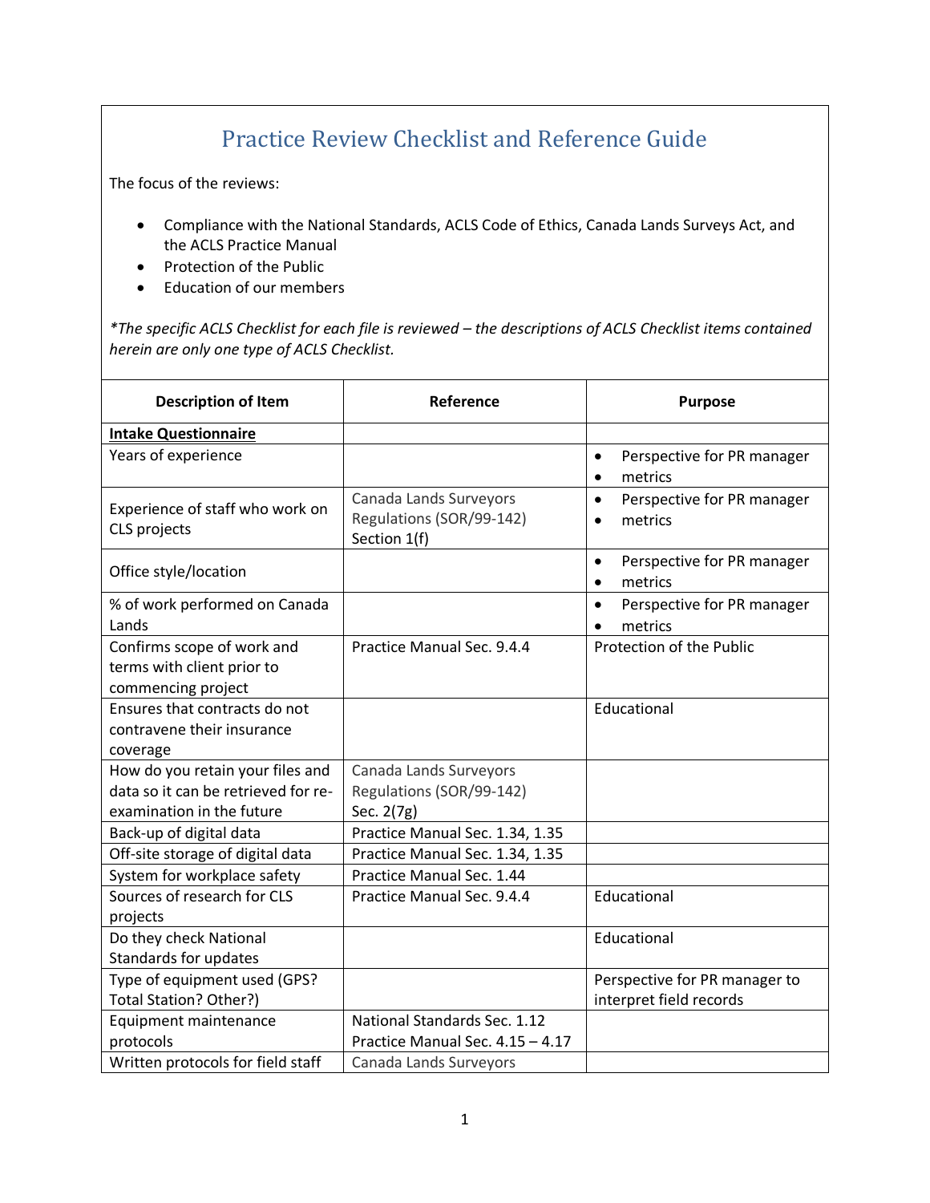# Practice Review Checklist and Reference Guide

The focus of the reviews:

- Compliance with the National Standards, ACLS Code of Ethics, Canada Lands Surveys Act, and the ACLS Practice Manual
- Protection of the Public
- Education of our members

*\*The specific ACLS Checklist for each file is reviewed – the descriptions of ACLS Checklist items contained herein are only one type of ACLS Checklist.*

| Description of Item | Reference | Purpose |
|---|---|---|
| **Intake Questionnaire** | | |
| Years of experience | | • Perspective for PR manager<br>• metrics |
| Experience of staff who work on CLS projects | Canada Lands Surveyors Regulations (SOR/99-142) Section 1(f) | • Perspective for PR manager<br>• metrics |
| Office style/location | | • Perspective for PR manager<br>• metrics |
| % of work performed on Canada Lands | | • Perspective for PR manager<br>• metrics |
| Confirms scope of work and terms with client prior to commencing project | Practice Manual Sec. 9.4.4 | Protection of the Public |
| Ensures that contracts do not contravene their insurance coverage | | Educational |
| How do you retain your files and data so it can be retrieved for re-examination in the future | Canada Lands Surveyors Regulations (SOR/99-142) Sec. 2(7g) | |
| Back-up of digital data | Practice Manual Sec. 1.34, 1.35 | |
| Off-site storage of digital data | Practice Manual Sec. 1.34, 1.35 | |
| System for workplace safety | Practice Manual Sec. 1.44 | |
| Sources of research for CLS projects | Practice Manual Sec. 9.4.4 | Educational |
| Do they check National Standards for updates | | Educational |
| Type of equipment used (GPS? Total Station? Other?) | | Perspective for PR manager to interpret field records |
| Equipment maintenance protocols | National Standards Sec. 1.12<br>Practice Manual Sec. 4.15 – 4.17 | |
| Written protocols for field staff | Canada Lands Surveyors | |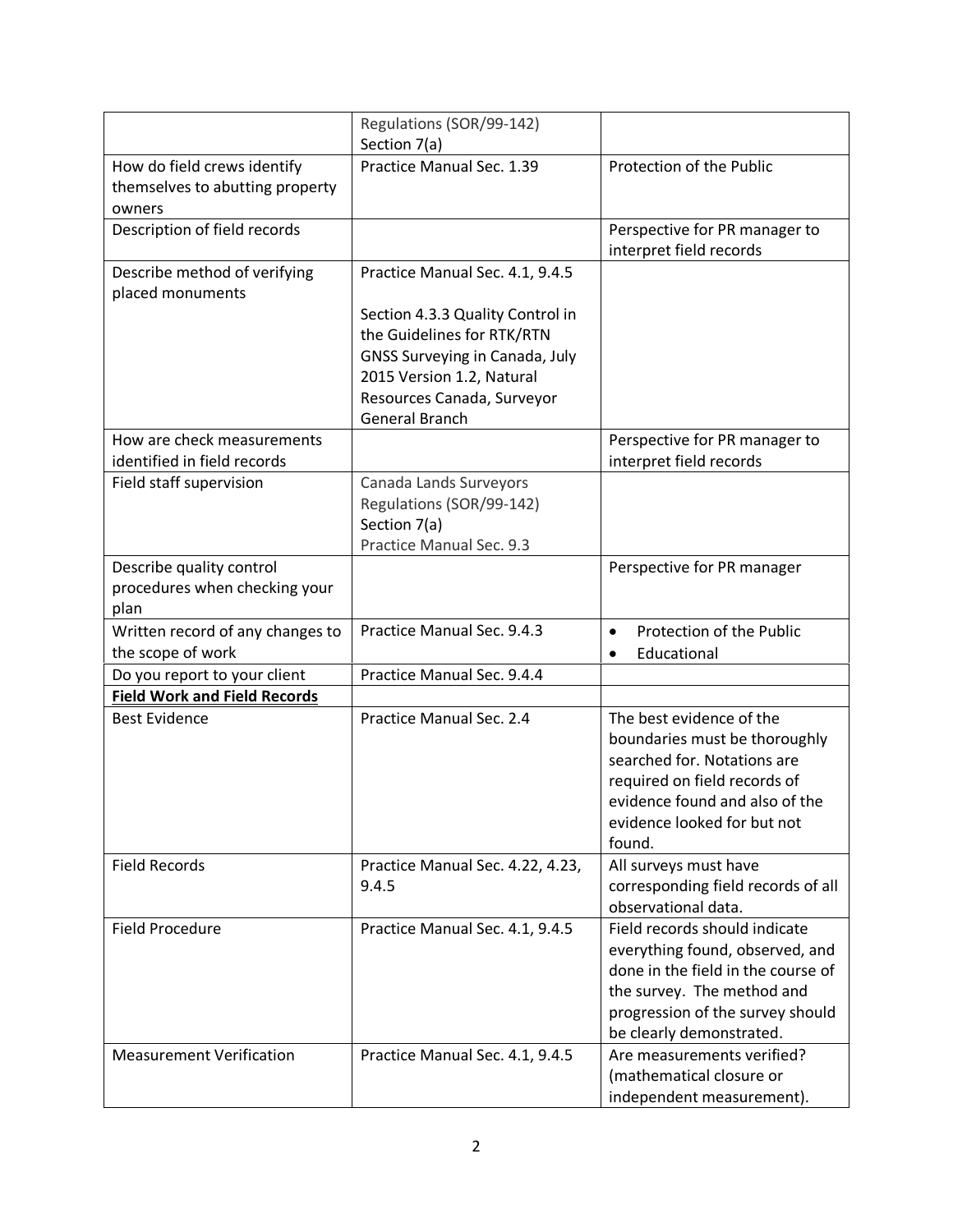| | | |
|---|---|---|
| | Regulations (SOR/99-142) Section 7(a) | |
| How do field crews identify themselves to abutting property owners | Practice Manual Sec. 1.39 | Protection of the Public |
| Description of field records | | Perspective for PR manager to interpret field records |
| Describe method of verifying placed monuments | Practice Manual Sec. 4.1, 9.4.5<br><br>Section 4.3.3 Quality Control in the Guidelines for RTK/RTN GNSS Surveying in Canada, July 2015 Version 1.2, Natural Resources Canada, Surveyor General Branch | |
| How are check measurements identified in field records | | Perspective for PR manager to interpret field records |
| Field staff supervision | Canada Lands Surveyors Regulations (SOR/99-142) Section 7(a)<br>Practice Manual Sec. 9.3 | |
| Describe quality control procedures when checking your plan | | Perspective for PR manager |
| Written record of any changes to the scope of work | Practice Manual Sec. 9.4.3 | • Protection of the Public<br>• Educational |
| Do you report to your client | Practice Manual Sec. 9.4.4 | |
| **Field Work and Field Records** | | |
| Best Evidence | Practice Manual Sec. 2.4 | The best evidence of the boundaries must be thoroughly searched for. Notations are required on field records of evidence found and also of the evidence looked for but not found. |
| Field Records | Practice Manual Sec. 4.22, 4.23, 9.4.5 | All surveys must have corresponding field records of all observational data. |
| Field Procedure | Practice Manual Sec. 4.1, 9.4.5 | Field records should indicate everything found, observed, and done in the field in the course of the survey. The method and progression of the survey should be clearly demonstrated. |
| Measurement Verification | Practice Manual Sec. 4.1, 9.4.5 | Are measurements verified? (mathematical closure or independent measurement). |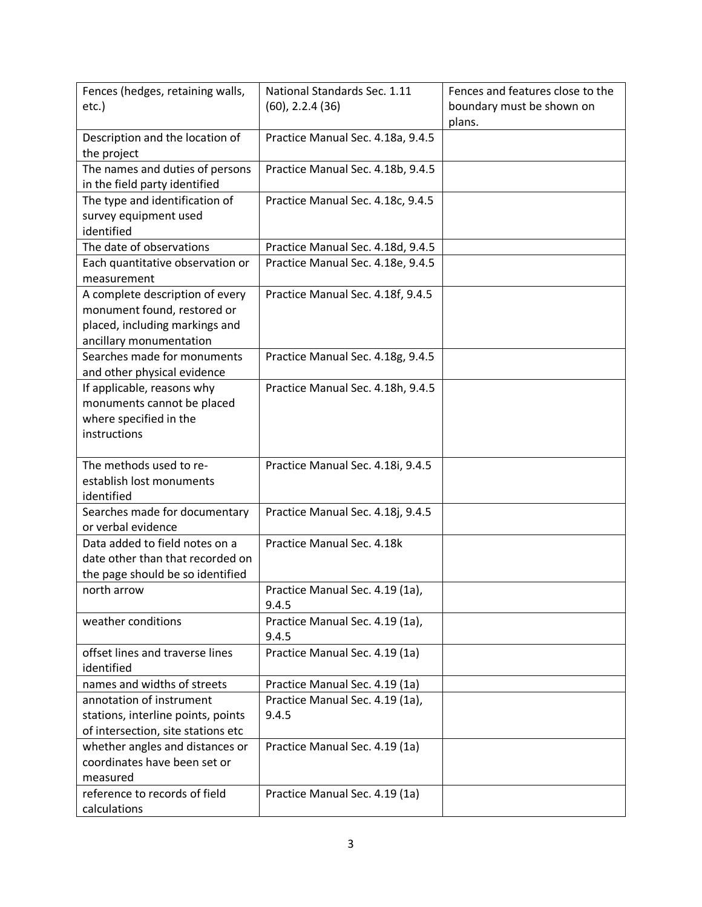| | | |
|---|---|---|
| Fences (hedges, retaining walls, etc.) | National Standards Sec. 1.11 (60), 2.2.4 (36) | Fences and features close to the boundary must be shown on plans. |
| Description and the location of the project | Practice Manual Sec. 4.18a, 9.4.5 | |
| The names and duties of persons in the field party identified | Practice Manual Sec. 4.18b, 9.4.5 | |
| The type and identification of survey equipment used identified | Practice Manual Sec. 4.18c, 9.4.5 | |
| The date of observations | Practice Manual Sec. 4.18d, 9.4.5 | |
| Each quantitative observation or measurement | Practice Manual Sec. 4.18e, 9.4.5 | |
| A complete description of every monument found, restored or placed, including markings and ancillary monumentation | Practice Manual Sec. 4.18f, 9.4.5 | |
| Searches made for monuments and other physical evidence | Practice Manual Sec. 4.18g, 9.4.5 | |
| If applicable, reasons why monuments cannot be placed where specified in the instructions | Practice Manual Sec. 4.18h, 9.4.5 | |
| The methods used to re-establish lost monuments identified | Practice Manual Sec. 4.18i, 9.4.5 | |
| Searches made for documentary or verbal evidence | Practice Manual Sec. 4.18j, 9.4.5 | |
| Data added to field notes on a date other than that recorded on the page should be so identified | Practice Manual Sec. 4.18k | |
| north arrow | Practice Manual Sec. 4.19 (1a), 9.4.5 | |
| weather conditions | Practice Manual Sec. 4.19 (1a), 9.4.5 | |
| offset lines and traverse lines identified | Practice Manual Sec. 4.19 (1a) | |
| names and widths of streets | Practice Manual Sec. 4.19 (1a) | |
| annotation of instrument stations, interline points, points of intersection, site stations etc | Practice Manual Sec. 4.19 (1a), 9.4.5 | |
| whether angles and distances or coordinates have been set or measured | Practice Manual Sec. 4.19 (1a) | |
| reference to records of field calculations | Practice Manual Sec. 4.19 (1a) | |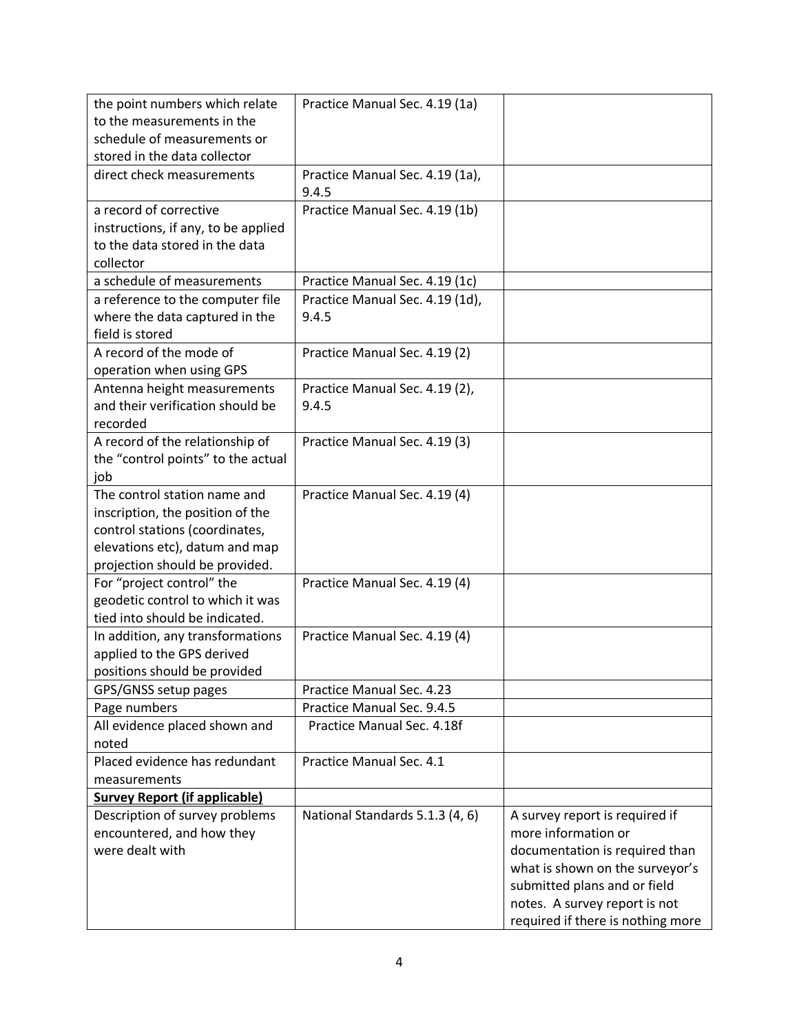| | | |
|---|---|---|
| the point numbers which relate to the measurements in the schedule of measurements or stored in the data collector | Practice Manual Sec. 4.19 (1a) | |
| direct check measurements | Practice Manual Sec. 4.19 (1a), 9.4.5 | |
| a record of corrective instructions, if any, to be applied to the data stored in the data collector | Practice Manual Sec. 4.19 (1b) | |
| a schedule of measurements | Practice Manual Sec. 4.19 (1c) | |
| a reference to the computer file where the data captured in the field is stored | Practice Manual Sec. 4.19 (1d), 9.4.5 | |
| A record of the mode of operation when using GPS | Practice Manual Sec. 4.19 (2) | |
| Antenna height measurements and their verification should be recorded | Practice Manual Sec. 4.19 (2), 9.4.5 | |
| A record of the relationship of the "control points" to the actual job | Practice Manual Sec. 4.19 (3) | |
| The control station name and inscription, the position of the control stations (coordinates, elevations etc), datum and map projection should be provided. | Practice Manual Sec. 4.19 (4) | |
| For "project control" the geodetic control to which it was tied into should be indicated. | Practice Manual Sec. 4.19 (4) | |
| In addition, any transformations applied to the GPS derived positions should be provided | Practice Manual Sec. 4.19 (4) | |
| GPS/GNSS setup pages | Practice Manual Sec. 4.23 | |
| Page numbers | Practice Manual Sec. 9.4.5 | |
| All evidence placed shown and noted | Practice Manual Sec. 4.18f | |
| Placed evidence has redundant measurements | Practice Manual Sec. 4.1 | |
| **Survey Report (if applicable)** | | |
| Description of survey problems encountered, and how they were dealt with | National Standards 5.1.3 (4, 6) | A survey report is required if more information or documentation is required than what is shown on the surveyor's submitted plans and or field notes. A survey report is not required if there is nothing more |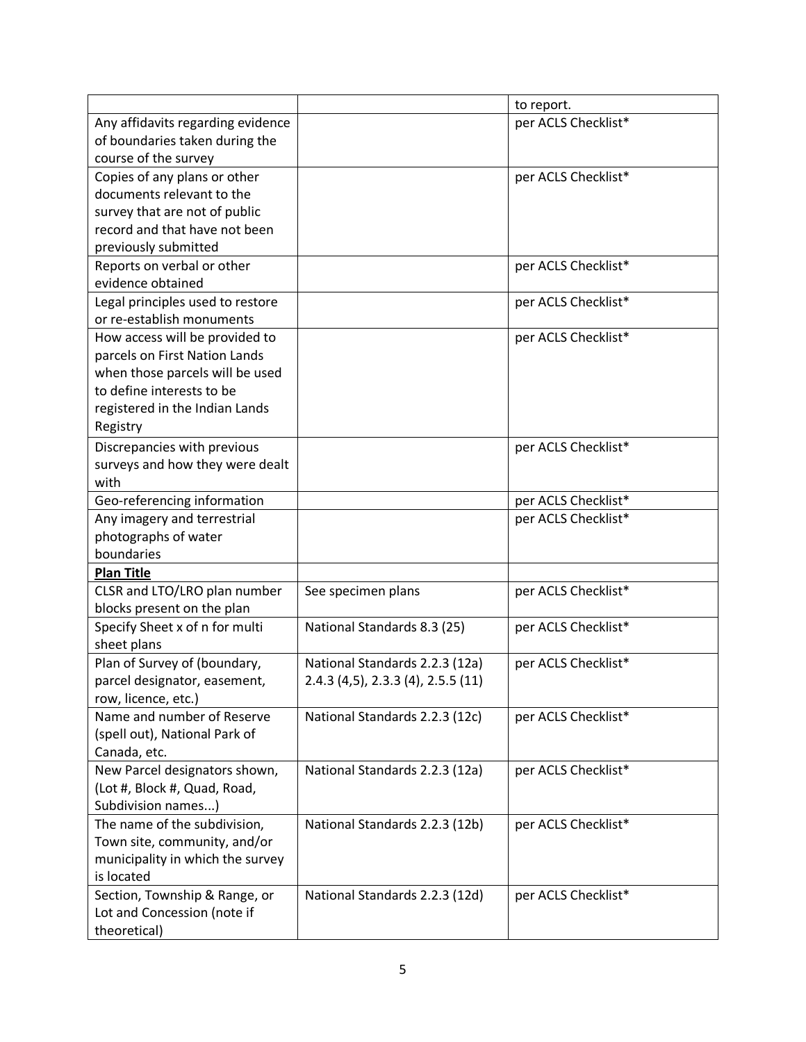| | | |
|---|---|---|
| | | to report. |
| Any affidavits regarding evidence of boundaries taken during the course of the survey | | per ACLS Checklist* |
| Copies of any plans or other documents relevant to the survey that are not of public record and that have not been previously submitted | | per ACLS Checklist* |
| Reports on verbal or other evidence obtained | | per ACLS Checklist* |
| Legal principles used to restore or re-establish monuments | | per ACLS Checklist* |
| How access will be provided to parcels on First Nation Lands when those parcels will be used to define interests to be registered in the Indian Lands Registry | | per ACLS Checklist* |
| Discrepancies with previous surveys and how they were dealt with | | per ACLS Checklist* |
| Geo-referencing information | | per ACLS Checklist* |
| Any imagery and terrestrial photographs of water boundaries | | per ACLS Checklist* |
| **<u>Plan Title</u>** | | |
| CLSR and LTO/LRO plan number blocks present on the plan | See specimen plans | per ACLS Checklist* |
| Specify Sheet x of n for multi sheet plans | National Standards 8.3 (25) | per ACLS Checklist* |
| Plan of Survey of (boundary, parcel designator, easement, row, licence, etc.) | National Standards 2.2.3 (12a) 2.4.3 (4,5), 2.3.3 (4), 2.5.5 (11) | per ACLS Checklist* |
| Name and number of Reserve (spell out), National Park of Canada, etc. | National Standards 2.2.3 (12c) | per ACLS Checklist* |
| New Parcel designators shown, (Lot #, Block #, Quad, Road, Subdivision names...) | National Standards 2.2.3 (12a) | per ACLS Checklist* |
| The name of the subdivision, Town site, community, and/or municipality in which the survey is located | National Standards 2.2.3 (12b) | per ACLS Checklist* |
| Section, Township & Range, or Lot and Concession (note if theoretical) | National Standards 2.2.3 (12d) | per ACLS Checklist* |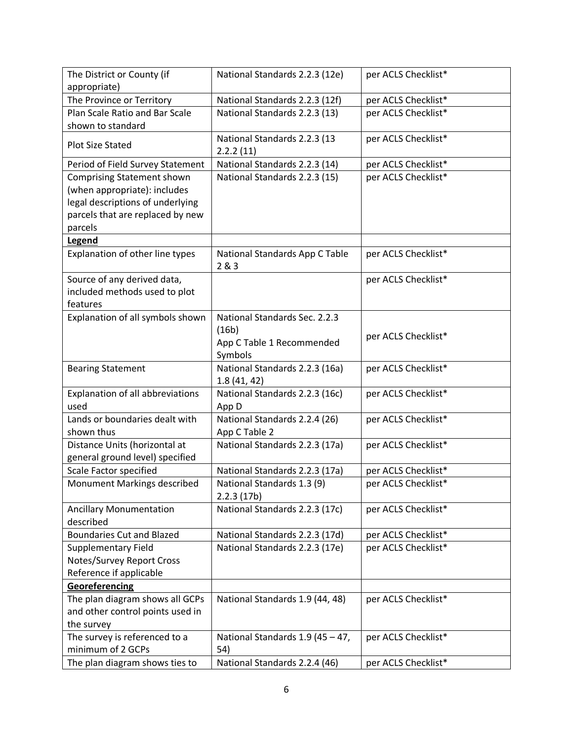| The District or County (if appropriate) | National Standards 2.2.3 (12e) | per ACLS Checklist* |
|---|---|---|
| The Province or Territory | National Standards 2.2.3 (12f) | per ACLS Checklist* |
| Plan Scale Ratio and Bar Scale shown to standard | National Standards 2.2.3 (13) | per ACLS Checklist* |
| Plot Size Stated | National Standards 2.2.3 (13 2.2.2 (11) | per ACLS Checklist* |
| Period of Field Survey Statement | National Standards 2.2.3 (14) | per ACLS Checklist* |
| Comprising Statement shown (when appropriate): includes legal descriptions of underlying parcels that are replaced by new parcels | National Standards 2.2.3 (15) | per ACLS Checklist* |
| **Legend** | | |
| Explanation of other line types | National Standards App C Table 2 & 3 | per ACLS Checklist* |
| Source of any derived data, included methods used to plot features | | per ACLS Checklist* |
| Explanation of all symbols shown | National Standards Sec. 2.2.3 (16b) App C Table 1 Recommended Symbols | per ACLS Checklist* |
| Bearing Statement | National Standards 2.2.3 (16a) 1.8 (41, 42) | per ACLS Checklist* |
| Explanation of all abbreviations used | National Standards 2.2.3 (16c) App D | per ACLS Checklist* |
| Lands or boundaries dealt with shown thus | National Standards 2.2.4 (26) App C Table 2 | per ACLS Checklist* |
| Distance Units (horizontal at general ground level) specified | National Standards 2.2.3 (17a) | per ACLS Checklist* |
| Scale Factor specified | National Standards 2.2.3 (17a) | per ACLS Checklist* |
| Monument Markings described | National Standards 1.3 (9) 2.2.3 (17b) | per ACLS Checklist* |
| Ancillary Monumentation described | National Standards 2.2.3 (17c) | per ACLS Checklist* |
| Boundaries Cut and Blazed | National Standards 2.2.3 (17d) | per ACLS Checklist* |
| Supplementary Field Notes/Survey Report Cross Reference if applicable | National Standards 2.2.3 (17e) | per ACLS Checklist* |
| **Georeferencing** | | |
| The plan diagram shows all GCPs and other control points used in the survey | National Standards 1.9 (44, 48) | per ACLS Checklist* |
| The survey is referenced to a minimum of 2 GCPs | National Standards 1.9 (45 – 47, 54) | per ACLS Checklist* |
| The plan diagram shows ties to | National Standards 2.2.4 (46) | per ACLS Checklist* |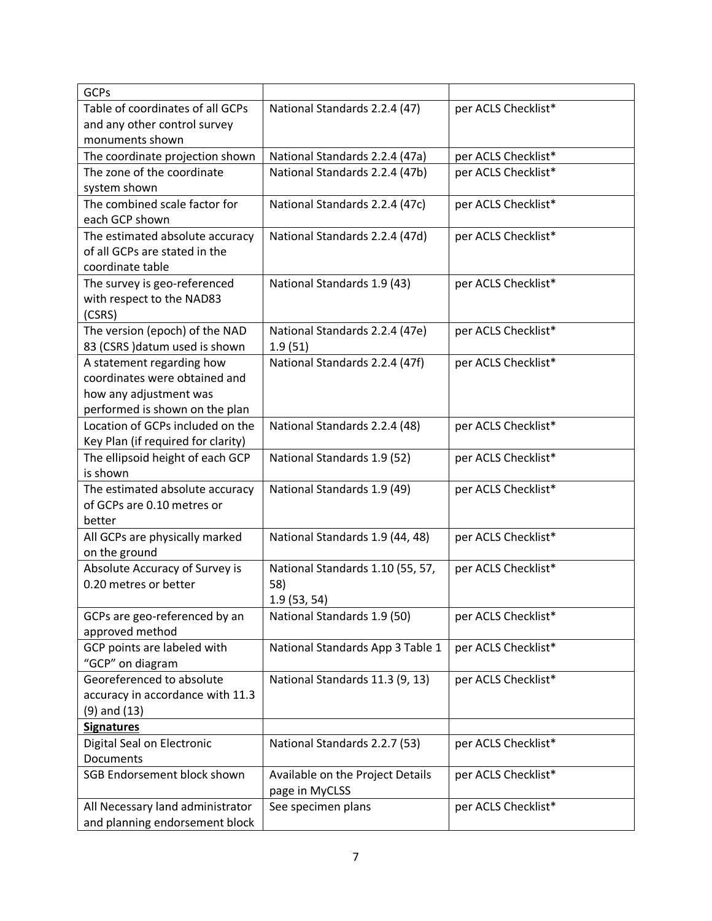| GCPs | | |
|---|---|---|
| Table of coordinates of all GCPs and any other control survey monuments shown | National Standards 2.2.4 (47) | per ACLS Checklist* |
| The coordinate projection shown | National Standards 2.2.4 (47a) | per ACLS Checklist* |
| The zone of the coordinate system shown | National Standards 2.2.4 (47b) | per ACLS Checklist* |
| The combined scale factor for each GCP shown | National Standards 2.2.4 (47c) | per ACLS Checklist* |
| The estimated absolute accuracy of all GCPs are stated in the coordinate table | National Standards 2.2.4 (47d) | per ACLS Checklist* |
| The survey is geo-referenced with respect to the NAD83 (CSRS) | National Standards 1.9 (43) | per ACLS Checklist* |
| The version (epoch) of the NAD 83 (CSRS )datum used is shown | National Standards 2.2.4 (47e) 1.9 (51) | per ACLS Checklist* |
| A statement regarding how coordinates were obtained and how any adjustment was performed is shown on the plan | National Standards 2.2.4 (47f) | per ACLS Checklist* |
| Location of GCPs included on the Key Plan (if required for clarity) | National Standards 2.2.4 (48) | per ACLS Checklist* |
| The ellipsoid height of each GCP is shown | National Standards 1.9 (52) | per ACLS Checklist* |
| The estimated absolute accuracy of GCPs are 0.10 metres or better | National Standards 1.9 (49) | per ACLS Checklist* |
| All GCPs are physically marked on the ground | National Standards 1.9 (44, 48) | per ACLS Checklist* |
| Absolute Accuracy of Survey is 0.20 metres or better | National Standards 1.10 (55, 57, 58) 1.9 (53, 54) | per ACLS Checklist* |
| GCPs are geo-referenced by an approved method | National Standards 1.9 (50) | per ACLS Checklist* |
| GCP points are labeled with "GCP" on diagram | National Standards App 3 Table 1 | per ACLS Checklist* |
| Georeferenced to absolute accuracy in accordance with 11.3 (9) and (13) | National Standards 11.3 (9, 13) | per ACLS Checklist* |
| **Signatures** | | |
| Digital Seal on Electronic Documents | National Standards 2.2.7 (53) | per ACLS Checklist* |
| SGB Endorsement block shown | Available on the Project Details page in MyCLSS | per ACLS Checklist* |
| All Necessary land administrator and planning endorsement block | See specimen plans | per ACLS Checklist* |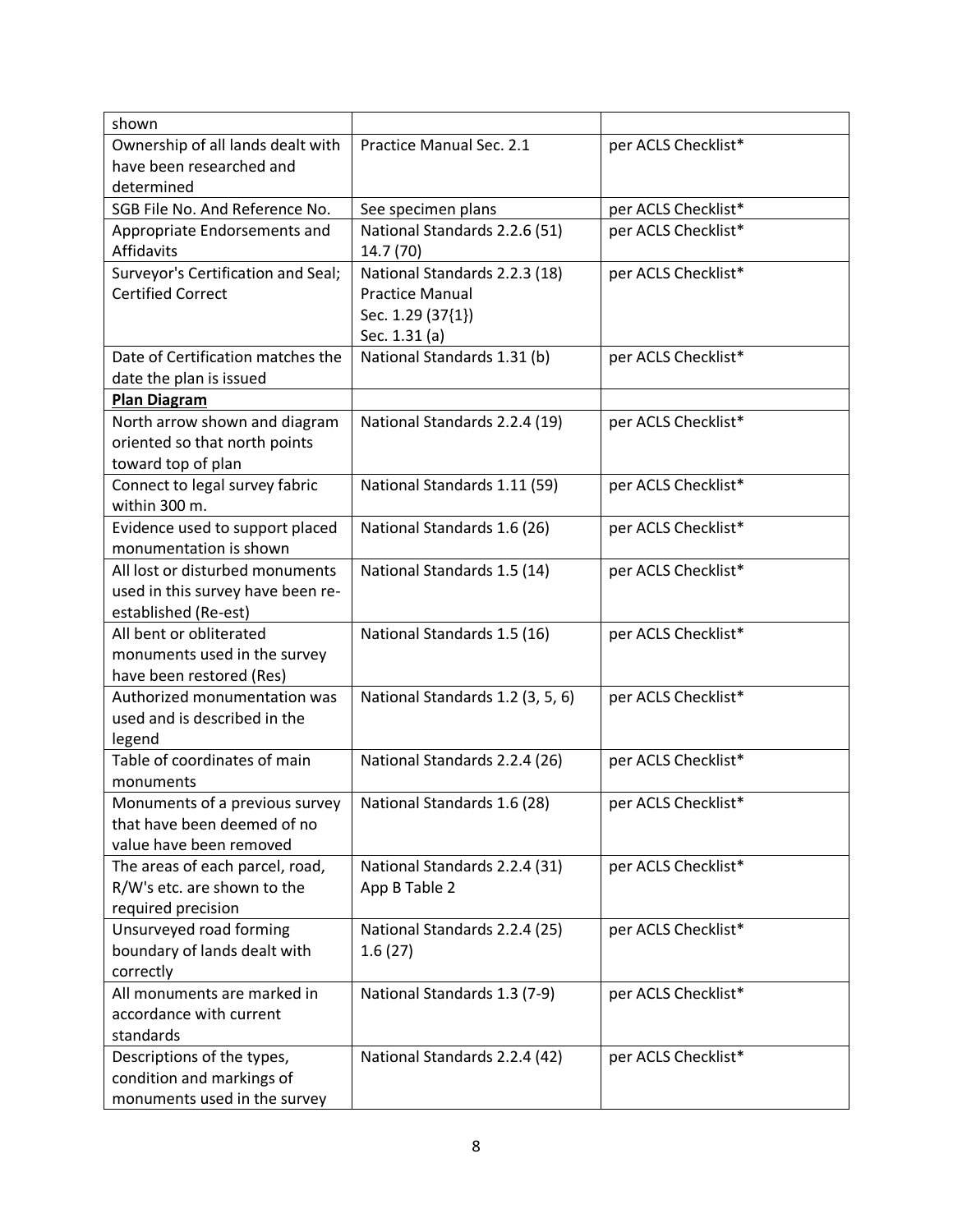| | | |
|---|---|---|
| shown | | |
| Ownership of all lands dealt with have been researched and determined | Practice Manual Sec. 2.1 | per ACLS Checklist* |
| SGB File No. And Reference No. | See specimen plans | per ACLS Checklist* |
| Appropriate Endorsements and Affidavits | National Standards 2.2.6 (51) 14.7 (70) | per ACLS Checklist* |
| Surveyor's Certification and Seal; Certified Correct | National Standards 2.2.3 (18) Practice Manual Sec. 1.29 (37{1}) Sec. 1.31 (a) | per ACLS Checklist* |
| Date of Certification matches the date the plan is issued | National Standards 1.31 (b) | per ACLS Checklist* |
| **Plan Diagram** | | |
| North arrow shown and diagram oriented so that north points toward top of plan | National Standards 2.2.4 (19) | per ACLS Checklist* |
| Connect to legal survey fabric within 300 m. | National Standards 1.11 (59) | per ACLS Checklist* |
| Evidence used to support placed monumentation is shown | National Standards 1.6 (26) | per ACLS Checklist* |
| All lost or disturbed monuments used in this survey have been re-established (Re-est) | National Standards 1.5 (14) | per ACLS Checklist* |
| All bent or obliterated monuments used in the survey have been restored (Res) | National Standards 1.5 (16) | per ACLS Checklist* |
| Authorized monumentation was used and is described in the legend | National Standards 1.2 (3, 5, 6) | per ACLS Checklist* |
| Table of coordinates of main monuments | National Standards 2.2.4 (26) | per ACLS Checklist* |
| Monuments of a previous survey that have been deemed of no value have been removed | National Standards 1.6 (28) | per ACLS Checklist* |
| The areas of each parcel, road, R/W's etc. are shown to the required precision | National Standards 2.2.4 (31) App B Table 2 | per ACLS Checklist* |
| Unsurveyed road forming boundary of lands dealt with correctly | National Standards 2.2.4 (25) 1.6 (27) | per ACLS Checklist* |
| All monuments are marked in accordance with current standards | National Standards 1.3 (7-9) | per ACLS Checklist* |
| Descriptions of the types, condition and markings of monuments used in the survey | National Standards 2.2.4 (42) | per ACLS Checklist* |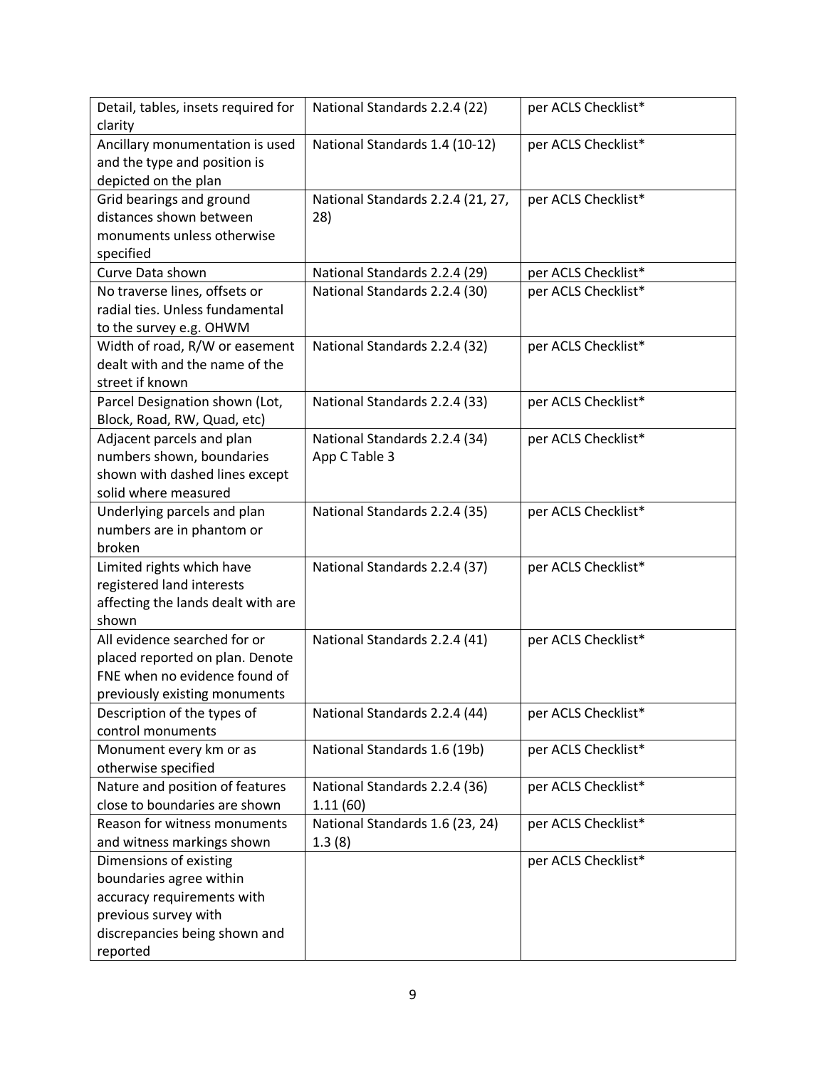| Detail, tables, insets required for clarity | National Standards 2.2.4 (22) | per ACLS Checklist* |
|---|---|---|
| Ancillary monumentation is used and the type and position is depicted on the plan | National Standards 1.4 (10-12) | per ACLS Checklist* |
| Grid bearings and ground distances shown between monuments unless otherwise specified | National Standards 2.2.4 (21, 27, 28) | per ACLS Checklist* |
| Curve Data shown | National Standards 2.2.4 (29) | per ACLS Checklist* |
| No traverse lines, offsets or radial ties. Unless fundamental to the survey e.g. OHWM | National Standards 2.2.4 (30) | per ACLS Checklist* |
| Width of road, R/W or easement dealt with and the name of the street if known | National Standards 2.2.4 (32) | per ACLS Checklist* |
| Parcel Designation shown (Lot, Block, Road, RW, Quad, etc) | National Standards 2.2.4 (33) | per ACLS Checklist* |
| Adjacent parcels and plan numbers shown, boundaries shown with dashed lines except solid where measured | National Standards 2.2.4 (34) App C Table 3 | per ACLS Checklist* |
| Underlying parcels and plan numbers are in phantom or broken | National Standards 2.2.4 (35) | per ACLS Checklist* |
| Limited rights which have registered land interests affecting the lands dealt with are shown | National Standards 2.2.4 (37) | per ACLS Checklist* |
| All evidence searched for or placed reported on plan. Denote FNE when no evidence found of previously existing monuments | National Standards 2.2.4 (41) | per ACLS Checklist* |
| Description of the types of control monuments | National Standards 2.2.4 (44) | per ACLS Checklist* |
| Monument every km or as otherwise specified | National Standards 1.6 (19b) | per ACLS Checklist* |
| Nature and position of features close to boundaries are shown | National Standards 2.2.4 (36) 1.11 (60) | per ACLS Checklist* |
| Reason for witness monuments and witness markings shown | National Standards 1.6 (23, 24) 1.3 (8) | per ACLS Checklist* |
| Dimensions of existing boundaries agree within accuracy requirements with previous survey with discrepancies being shown and reported | | per ACLS Checklist* |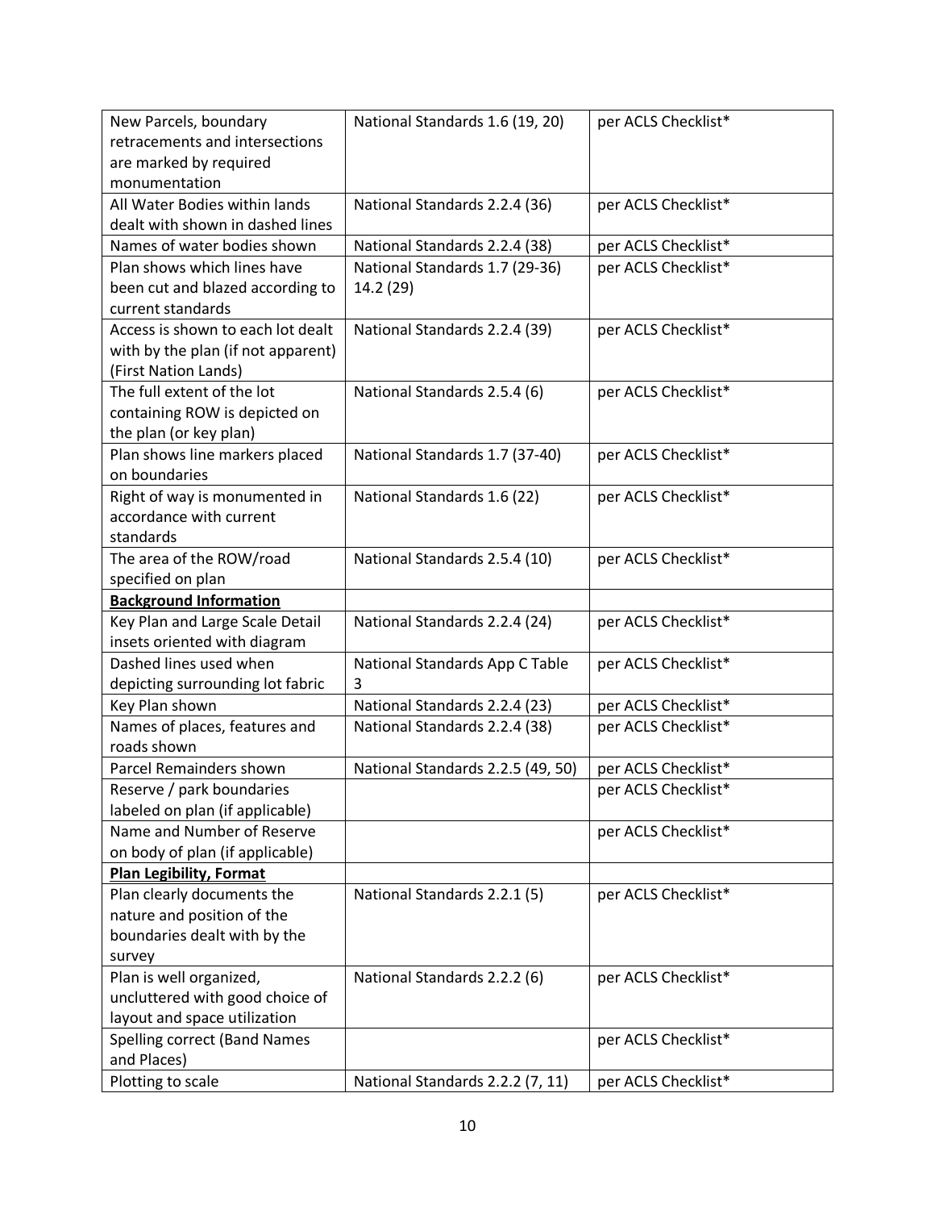| New Parcels, boundary retracements and intersections are marked by required monumentation | National Standards 1.6 (19, 20) | per ACLS Checklist* |
|---|---|---|
| All Water Bodies within lands dealt with shown in dashed lines | National Standards 2.2.4 (36) | per ACLS Checklist* |
| Names of water bodies shown | National Standards 2.2.4 (38) | per ACLS Checklist* |
| Plan shows which lines have been cut and blazed according to current standards | National Standards 1.7 (29-36) 14.2 (29) | per ACLS Checklist* |
| Access is shown to each lot dealt with by the plan (if not apparent) (First Nation Lands) | National Standards 2.2.4 (39) | per ACLS Checklist* |
| The full extent of the lot containing ROW is depicted on the plan (or key plan) | National Standards 2.5.4 (6) | per ACLS Checklist* |
| Plan shows line markers placed on boundaries | National Standards 1.7 (37-40) | per ACLS Checklist* |
| Right of way is monumented in accordance with current standards | National Standards 1.6 (22) | per ACLS Checklist* |
| The area of the ROW/road specified on plan | National Standards 2.5.4 (10) | per ACLS Checklist* |
| **Background Information** | | |
| Key Plan and Large Scale Detail insets oriented with diagram | National Standards 2.2.4 (24) | per ACLS Checklist* |
| Dashed lines used when depicting surrounding lot fabric | National Standards App C Table 3 | per ACLS Checklist* |
| Key Plan shown | National Standards 2.2.4 (23) | per ACLS Checklist* |
| Names of places, features and roads shown | National Standards 2.2.4 (38) | per ACLS Checklist* |
| Parcel Remainders shown | National Standards 2.2.5 (49, 50) | per ACLS Checklist* |
| Reserve / park boundaries labeled on plan (if applicable) | | per ACLS Checklist* |
| Name and Number of Reserve on body of plan (if applicable) | | per ACLS Checklist* |
| **Plan Legibility, Format** | | |
| Plan clearly documents the nature and position of the boundaries dealt with by the survey | National Standards 2.2.1 (5) | per ACLS Checklist* |
| Plan is well organized, uncluttered with good choice of layout and space utilization | National Standards 2.2.2 (6) | per ACLS Checklist* |
| Spelling correct (Band Names and Places) | | per ACLS Checklist* |
| Plotting to scale | National Standards 2.2.2 (7, 11) | per ACLS Checklist* |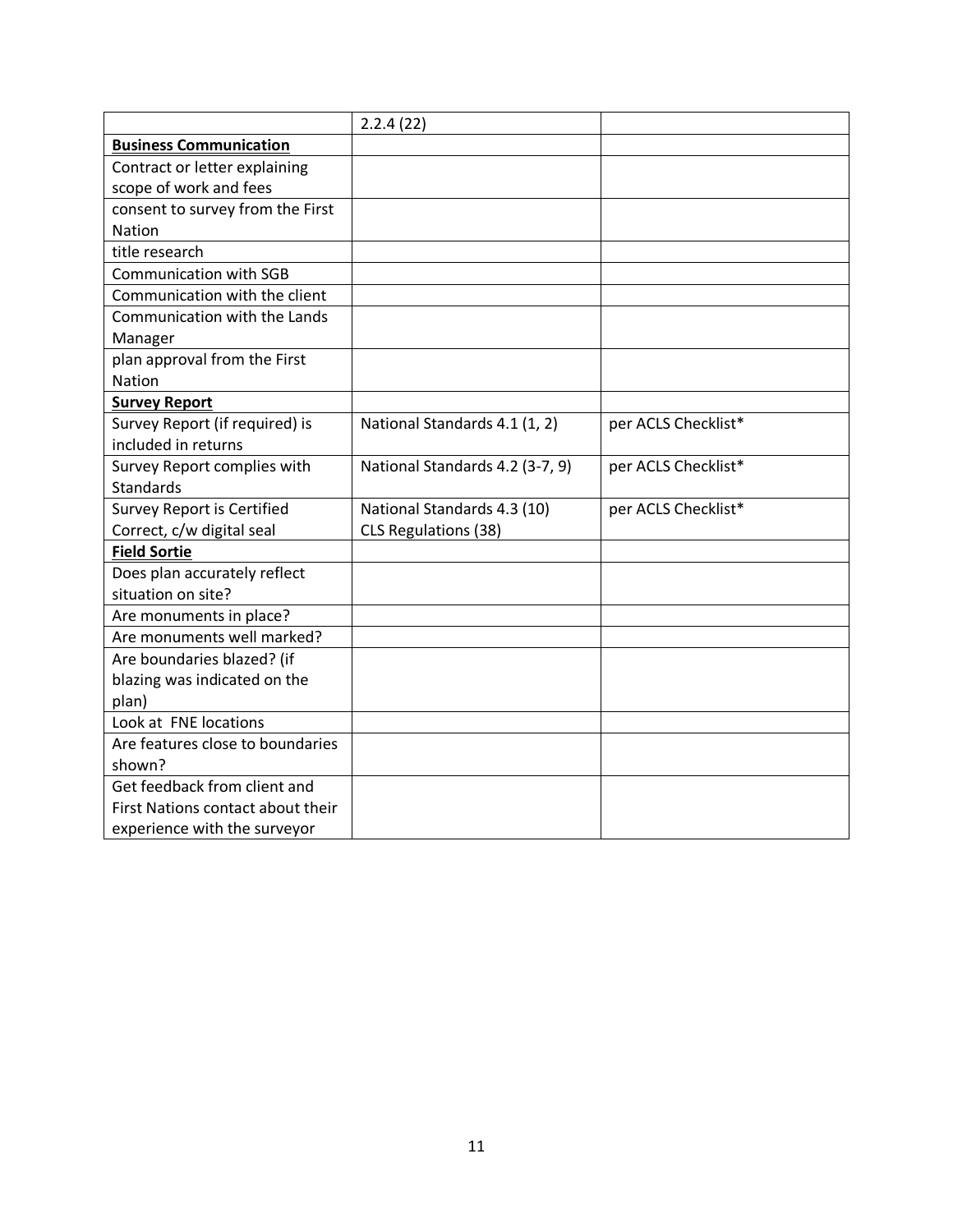| | | |
|---|---|---|
| | 2.2.4 (22) | |
| **Business Communication** | | |
| Contract or letter explaining scope of work and fees | | |
| consent to survey from the First Nation | | |
| title research | | |
| Communication with SGB | | |
| Communication with the client | | |
| Communication with the Lands Manager | | |
| plan approval from the First Nation | | |
| **Survey Report** | | |
| Survey Report (if required) is included in returns | National Standards 4.1 (1, 2) | per ACLS Checklist* |
| Survey Report complies with Standards | National Standards 4.2 (3-7, 9) | per ACLS Checklist* |
| Survey Report is Certified Correct, c/w digital seal | National Standards 4.3 (10) CLS Regulations (38) | per ACLS Checklist* |
| **Field Sortie** | | |
| Does plan accurately reflect situation on site? | | |
| Are monuments in place? | | |
| Are monuments well marked? | | |
| Are boundaries blazed? (if blazing was indicated on the plan) | | |
| Look at FNE locations | | |
| Are features close to boundaries shown? | | |
| Get feedback from client and First Nations contact about their experience with the surveyor | | |